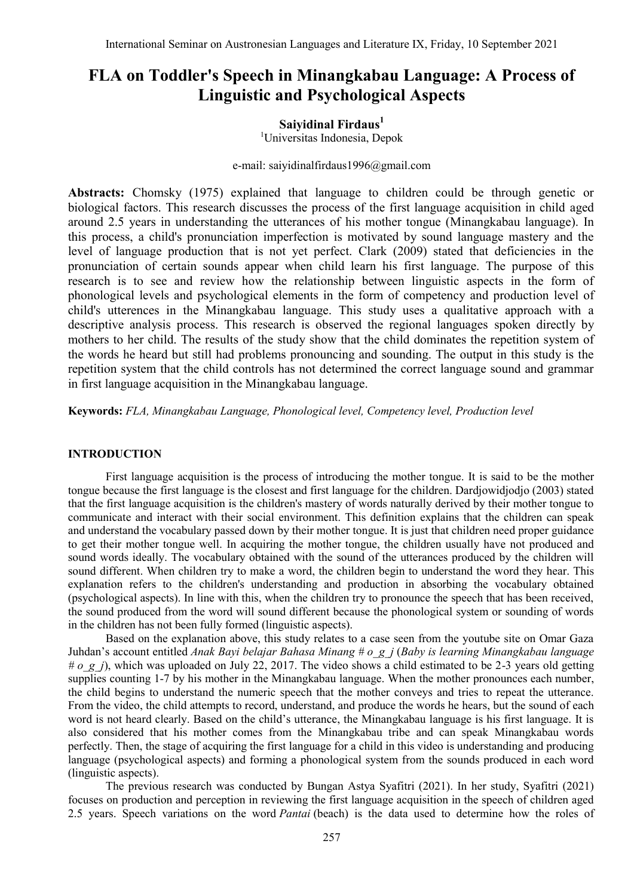# FLA on Toddler's Speech in Minangkabau Language: A Process of Linguistic and Psychological Aspects

**Saiyidinal Firdaus**[1]

[1]Universitas Indonesia, Depok

e-mail: saiyidinalfirdaus1996@gmail.com

**Abstracts:** Chomsky (1975) explained that language to children could be through genetic or biological factors. This research discusses the process of the first language acquisition in child aged around 2.5 years in understanding the utterances of his mother tongue (Minangkabau language). In this process, a child's pronunciation imperfection is motivated by sound language mastery and the level of language production that is not yet perfect. Clark (2009) stated that deficiencies in the pronunciation of certain sounds appear when child learn his first language. The purpose of this research is to see and review how the relationship between linguistic aspects in the form of phonological levels and psychological elements in the form of competency and production level of child's utterences in the Minangkabau language. This study uses a qualitative approach with a descriptive analysis process. This research is observed the regional languages spoken directly by mothers to her child. The results of the study show that the child dominates the repetition system of the words he heard but still had problems pronouncing and sounding. The output in this study is the repetition system that the child controls has not determined the correct language sound and grammar in first language acquisition in the Minangkabau language.

**Keywords:** *FLA, Minangkabau Language, Phonological level, Competency level, Production level*

## INTRODUCTION

First language acquisition is the process of introducing the mother tongue. It is said to be the mother tongue because the first language is the closest and first language for the children. Dardjowidjodjo (2003) stated that the first language acquisition is the children's mastery of words naturally derived by their mother tongue to communicate and interact with their social environment. This definition explains that the children can speak and understand the vocabulary passed down by their mother tongue. It is just that children need proper guidance to get their mother tongue well. In acquiring the mother tongue, the children usually have not produced and sound words ideally. The vocabulary obtained with the sound of the utterances produced by the children will sound different. When children try to make a word, the children begin to understand the word they hear. This explanation refers to the children's understanding and production in absorbing the vocabulary obtained (psychological aspects). In line with this, when the children try to pronounce the speech that has been received, the sound produced from the word will sound different because the phonological system or sounding of words in the children has not been fully formed (linguistic aspects).

Based on the explanation above, this study relates to a case seen from the youtube site on Omar Gaza Juhdan's account entitled *Anak Bayi belajar Bahasa Minang # o_g_j* (*Baby is learning Minangkabau language # o_g_j*), which was uploaded on July 22, 2017. The video shows a child estimated to be 2-3 years old getting supplies counting 1-7 by his mother in the Minangkabau language. When the mother pronounces each number, the child begins to understand the numeric speech that the mother conveys and tries to repeat the utterance. From the video, the child attempts to record, understand, and produce the words he hears, but the sound of each word is not heard clearly. Based on the child's utterance, the Minangkabau language is his first language. It is also considered that his mother comes from the Minangkabau tribe and can speak Minangkabau words perfectly. Then, the stage of acquiring the first language for a child in this video is understanding and producing language (psychological aspects) and forming a phonological system from the sounds produced in each word (linguistic aspects).

The previous research was conducted by Bungan Astya Syafitri (2021). In her study, Syafitri (2021) focuses on production and perception in reviewing the first language acquisition in the speech of children aged 2.5 years. Speech variations on the word *Pantai* (beach) is the data used to determine how the roles of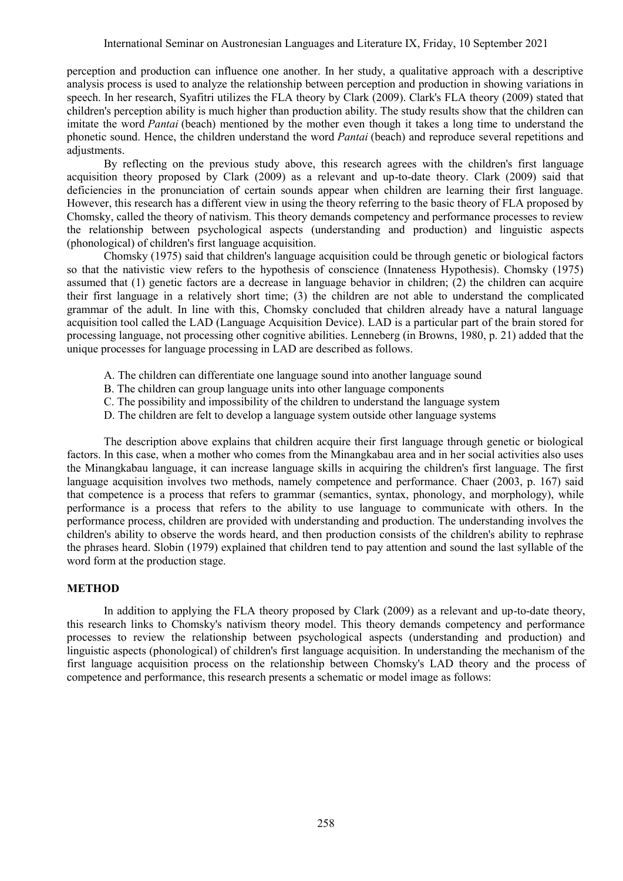perception and production can influence one another. In her study, a qualitative approach with a descriptive analysis process is used to analyze the relationship between perception and production in showing variations in speech. In her research, Syafitri utilizes the FLA theory by Clark (2009). Clark's FLA theory (2009) stated that children's perception ability is much higher than production ability. The study results show that the children can imitate the word *Pantai* (beach) mentioned by the mother even though it takes a long time to understand the phonetic sound. Hence, the children understand the word *Pantai* (beach) and reproduce several repetitions and adjustments.

By reflecting on the previous study above, this research agrees with the children's first language acquisition theory proposed by Clark (2009) as a relevant and up-to-date theory. Clark (2009) said that deficiencies in the pronunciation of certain sounds appear when children are learning their first language. However, this research has a different view in using the theory referring to the basic theory of FLA proposed by Chomsky, called the theory of nativism. This theory demands competency and performance processes to review the relationship between psychological aspects (understanding and production) and linguistic aspects (phonological) of children's first language acquisition.

Chomsky (1975) said that children's language acquisition could be through genetic or biological factors so that the nativistic view refers to the hypothesis of conscience (Innateness Hypothesis). Chomsky (1975) assumed that (1) genetic factors are a decrease in language behavior in children; (2) the children can acquire their first language in a relatively short time; (3) the children are not able to understand the complicated grammar of the adult. In line with this, Chomsky concluded that children already have a natural language acquisition tool called the LAD (Language Acquisition Device). LAD is a particular part of the brain stored for processing language, not processing other cognitive abilities. Lenneberg (in Browns, 1980, p. 21) added that the unique processes for language processing in LAD are described as follows.

A. The children can differentiate one language sound into another language sound
B. The children can group language units into other language components
C. The possibility and impossibility of the children to understand the language system
D. The children are felt to develop a language system outside other language systems

The description above explains that children acquire their first language through genetic or biological factors. In this case, when a mother who comes from the Minangkabau area and in her social activities also uses the Minangkabau language, it can increase language skills in acquiring the children's first language. The first language acquisition involves two methods, namely competence and performance. Chaer (2003, p. 167) said that competence is a process that refers to grammar (semantics, syntax, phonology, and morphology), while performance is a process that refers to the ability to use language to communicate with others. In the performance process, children are provided with understanding and production. The understanding involves the children's ability to observe the words heard, and then production consists of the children's ability to rephrase the phrases heard. Slobin (1979) explained that children tend to pay attention and sound the last syllable of the word form at the production stage.

## METHOD

In addition to applying the FLA theory proposed by Clark (2009) as a relevant and up-to-date theory, this research links to Chomsky's nativism theory model. This theory demands competency and performance processes to review the relationship between psychological aspects (understanding and production) and linguistic aspects (phonological) of children's first language acquisition. In understanding the mechanism of the first language acquisition process on the relationship between Chomsky's LAD theory and the process of competence and performance, this research presents a schematic or model image as follows: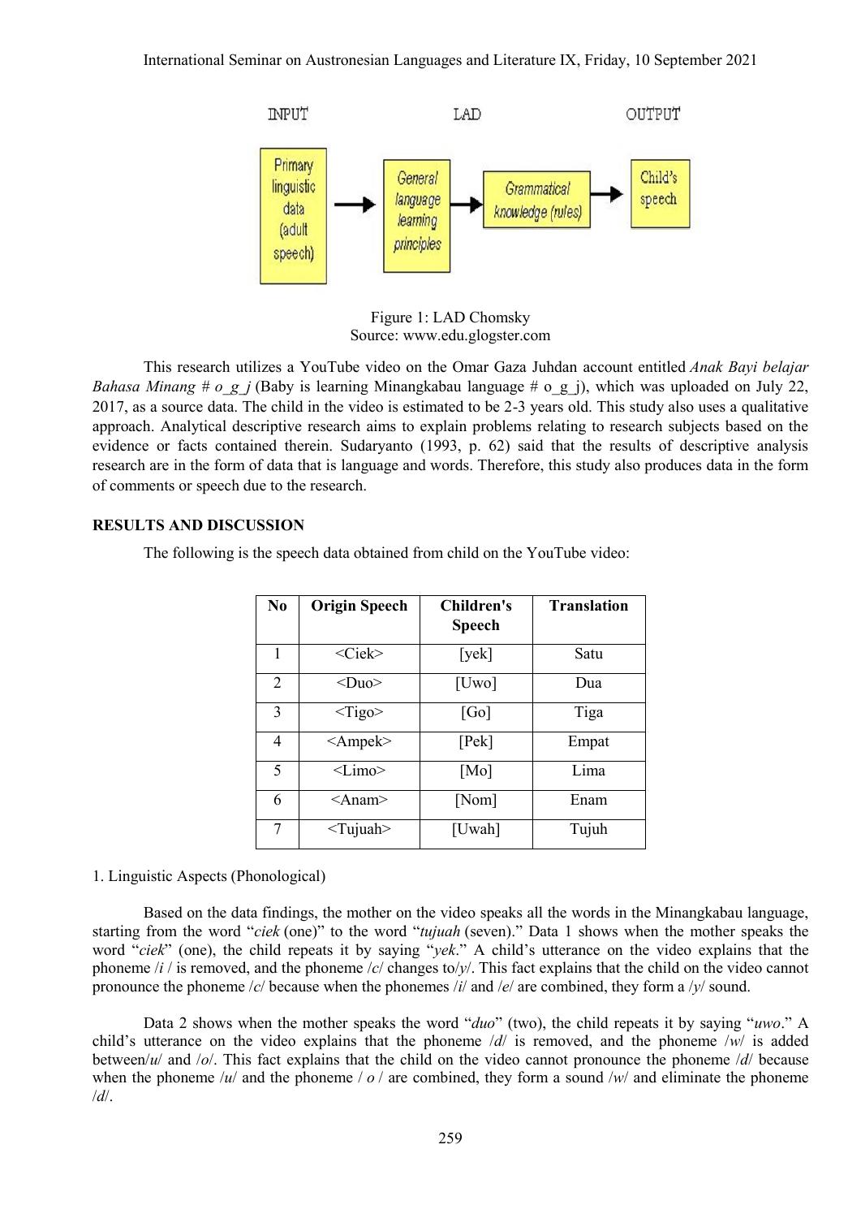INPUT LAD OUTPUT

Primary linguistic data (adult speech) → General language learning principles → Grammatical knowledge (rules) → Child's speech

Figure 1: LAD Chomsky
Source: www.edu.glogster.com

This research utilizes a YouTube video on the Omar Gaza Juhdan account entitled *Anak Bayi belajar Bahasa Minang # o_g_j* (Baby is learning Minangkabau language # o_g_j), which was uploaded on July 22, 2017, as a source data. The child in the video is estimated to be 2-3 years old. This study also uses a qualitative approach. Analytical descriptive research aims to explain problems relating to research subjects based on the evidence or facts contained therein. Sudaryanto (1993, p. 62) said that the results of descriptive analysis research are in the form of data that is language and words. Therefore, this study also produces data in the form of comments or speech due to the research.

## RESULTS AND DISCUSSION

The following is the speech data obtained from child on the YouTube video:

| No | Origin Speech | Children's Speech | Translation |
|---|---|---|---|
| 1 | <Ciek> | [yek] | Satu |
| 2 | <Duo> | [Uwo] | Dua |
| 3 | <Tigo> | [Go] | Tiga |
| 4 | <Ampek> | [Pek] | Empat |
| 5 | <Limo> | [Mo] | Lima |
| 6 | <Anam> | [Nom] | Enam |
| 7 | <Tujuah> | [Uwah] | Tujuh |

1. Linguistic Aspects (Phonological)

Based on the data findings, the mother on the video speaks all the words in the Minangkabau language, starting from the word "*ciek* (one)" to the word "*tujuah* (seven)." Data 1 shows when the mother speaks the word "*ciek*" (one), the child repeats it by saying "*yek*." A child's utterance on the video explains that the phoneme /*i* / is removed, and the phoneme /*c*/ changes to/*y*/. This fact explains that the child on the video cannot pronounce the phoneme /*c*/ because when the phonemes /*i*/ and /*e*/ are combined, they form a /*y*/ sound.

Data 2 shows when the mother speaks the word "*duo*" (two), the child repeats it by saying "*uwo*." A child's utterance on the video explains that the phoneme /*d*/ is removed, and the phoneme /*w*/ is added between/*u*/ and /*o*/. This fact explains that the child on the video cannot pronounce the phoneme /*d*/ because when the phoneme /*u*/ and the phoneme / *o* / are combined, they form a sound /*w*/ and eliminate the phoneme /*d*/.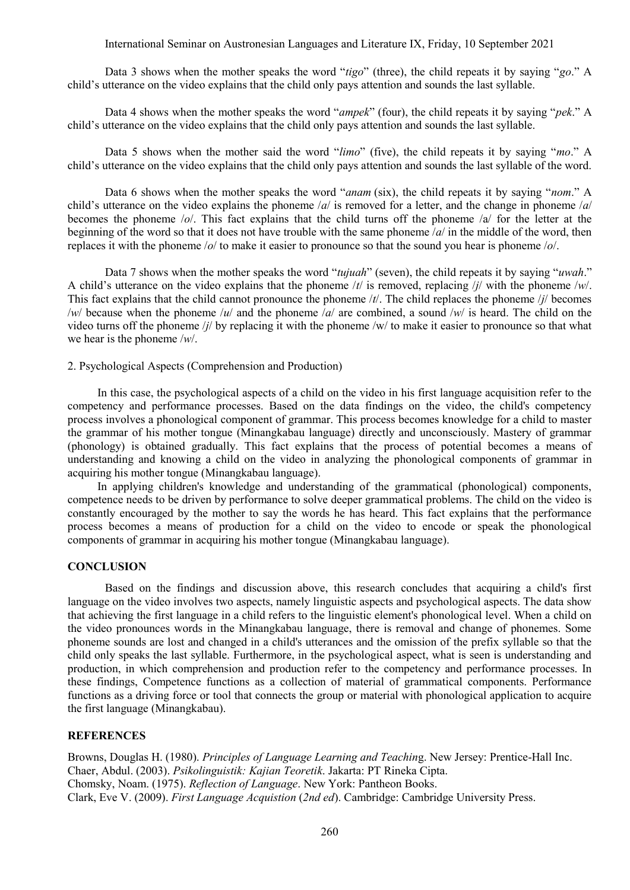Data 3 shows when the mother speaks the word "*tigo*" (three), the child repeats it by saying "*go*." A child's utterance on the video explains that the child only pays attention and sounds the last syllable.

Data 4 shows when the mother speaks the word "*ampek*" (four), the child repeats it by saying "*pek*." A child's utterance on the video explains that the child only pays attention and sounds the last syllable.

Data 5 shows when the mother said the word "*limo*" (five), the child repeats it by saying "*mo*." A child's utterance on the video explains that the child only pays attention and sounds the last syllable of the word.

Data 6 shows when the mother speaks the word "*anam* (six), the child repeats it by saying "*nom*." A child's utterance on the video explains the phoneme /*a*/ is removed for a letter, and the change in phoneme /*a*/ becomes the phoneme /*o*/. This fact explains that the child turns off the phoneme /a/ for the letter at the beginning of the word so that it does not have trouble with the same phoneme /*a*/ in the middle of the word, then replaces it with the phoneme /*o*/ to make it easier to pronounce so that the sound you hear is phoneme /*o*/.

Data 7 shows when the mother speaks the word "*tujuah*" (seven), the child repeats it by saying "*uwah*." A child's utterance on the video explains that the phoneme /*t*/ is removed, replacing /*j*/ with the phoneme /*w*/. This fact explains that the child cannot pronounce the phoneme /*t*/. The child replaces the phoneme /*j*/ becomes /*w*/ because when the phoneme /*u*/ and the phoneme /*a*/ are combined, a sound /*w*/ is heard. The child on the video turns off the phoneme /*j*/ by replacing it with the phoneme /w/ to make it easier to pronounce so that what we hear is the phoneme /*w*/.

2. Psychological Aspects (Comprehension and Production)

In this case, the psychological aspects of a child on the video in his first language acquisition refer to the competency and performance processes. Based on the data findings on the video, the child's competency process involves a phonological component of grammar. This process becomes knowledge for a child to master the grammar of his mother tongue (Minangkabau language) directly and unconsciously. Mastery of grammar (phonology) is obtained gradually. This fact explains that the process of potential becomes a means of understanding and knowing a child on the video in analyzing the phonological components of grammar in acquiring his mother tongue (Minangkabau language).

In applying children's knowledge and understanding of the grammatical (phonological) components, competence needs to be driven by performance to solve deeper grammatical problems. The child on the video is constantly encouraged by the mother to say the words he has heard. This fact explains that the performance process becomes a means of production for a child on the video to encode or speak the phonological components of grammar in acquiring his mother tongue (Minangkabau language).

## CONCLUSION

Based on the findings and discussion above, this research concludes that acquiring a child's first language on the video involves two aspects, namely linguistic aspects and psychological aspects. The data show that achieving the first language in a child refers to the linguistic element's phonological level. When a child on the video pronounces words in the Minangkabau language, there is removal and change of phonemes. Some phoneme sounds are lost and changed in a child's utterances and the omission of the prefix syllable so that the child only speaks the last syllable. Furthermore, in the psychological aspect, what is seen is understanding and production, in which comprehension and production refer to the competency and performance processes. In these findings, Competence functions as a collection of material of grammatical components. Performance functions as a driving force or tool that connects the group or material with phonological application to acquire the first language (Minangkabau).

## REFERENCES

Browns, Douglas H. (1980). *Principles of Language Learning and Teaching*. New Jersey: Prentice-Hall Inc.

Chaer, Abdul. (2003). *Psikolinguistik: Kajian Teoretik*. Jakarta: PT Rineka Cipta.

Chomsky, Noam. (1975). *Reflection of Language*. New York: Pantheon Books.

Clark, Eve V. (2009). *First Language Acquistion* (*2nd ed*). Cambridge: Cambridge University Press.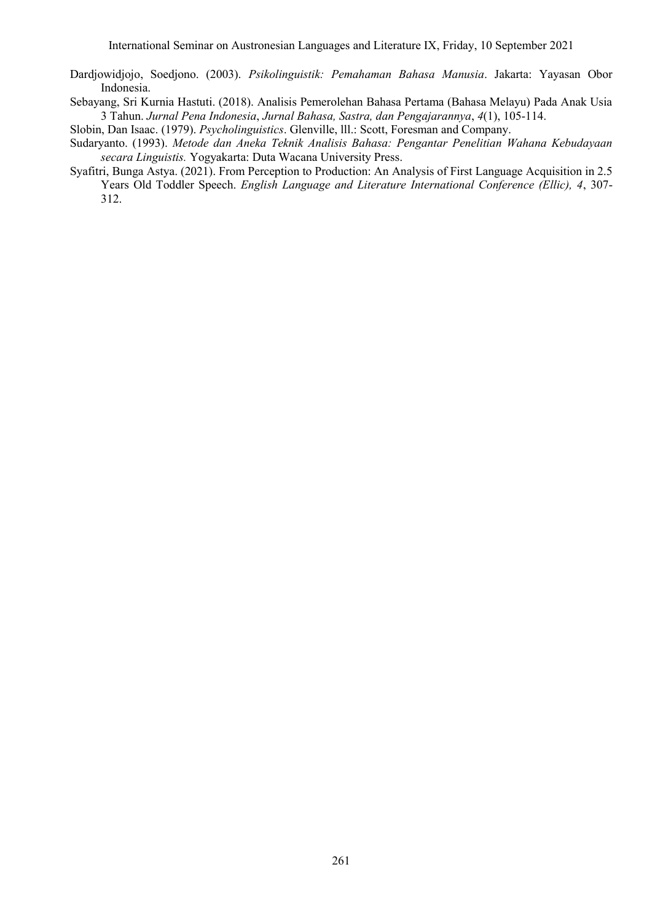Dardjowidjojo, Soedjono. (2003). *Psikolinguistik: Pemahaman Bahasa Manusia*. Jakarta: Yayasan Obor Indonesia.

Sebayang, Sri Kurnia Hastuti. (2018). Analisis Pemerolehan Bahasa Pertama (Bahasa Melayu) Pada Anak Usia 3 Tahun. *Jurnal Pena Indonesia*, *Jurnal Bahasa, Sastra, dan Pengajarannya*, *4*(1), 105-114.

Slobin, Dan Isaac. (1979). *Psycholinguistics*. Glenville, lll.: Scott, Foresman and Company.

Sudaryanto. (1993). *Metode dan Aneka Teknik Analisis Bahasa: Pengantar Penelitian Wahana Kebudayaan secara Linguistis.* Yogyakarta: Duta Wacana University Press.

Syafitri, Bunga Astya. (2021). From Perception to Production: An Analysis of First Language Acquisition in 2.5 Years Old Toddler Speech. *English Language and Literature International Conference (Ellic), 4*, 307-312.